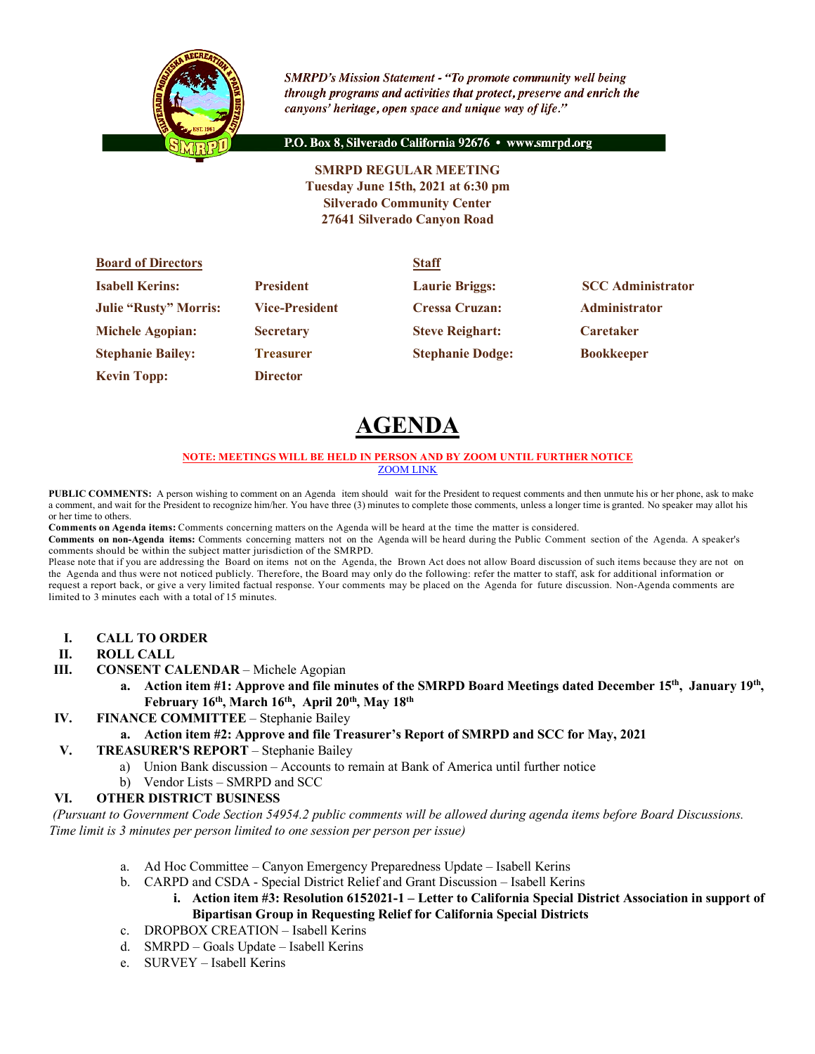*SMRPD's Mission Statement - "To promote community well being through programs and activities that protect, preserve and enrich the canyons' heritage, open space and unique way of life."*

P.O. Box 8, Silverado California 92676 • www.smrpd.org

**SMRPD REGULAR MEETING**
**Tuesday June 15th, 2021 at 6:30 pm**
**Silverado Community Center**
**27641 Silverado Canyon Road**

| **Board of Directors** | | **Staff** | |
|---|---|---|---|
| **Isabell Kerins:** | **President** | **Laurie Briggs:** | **SCC Administrator** |
| **Julie "Rusty" Morris:** | **Vice-President** | **Cressa Cruzan:** | **Administrator** |
| **Michele Agopian:** | **Secretary** | **Steve Reighart:** | **Caretaker** |
| **Stephanie Bailey:** | **Treasurer** | **Stephanie Dodge:** | **Bookkeeper** |
| **Kevin Topp:** | **Director** | | |

# AGENDA

**NOTE: MEETINGS WILL BE HELD IN PERSON AND BY ZOOM UNTIL FURTHER NOTICE**
ZOOM LINK

**PUBLIC COMMENTS:** A person wishing to comment on an Agenda item should wait for the President to request comments and then unmute his or her phone, ask to make a comment, and wait for the President to recognize him/her. You have three (3) minutes to complete those comments, unless a longer time is granted. No speaker may allot his or her time to others.

**Comments on Agenda items:** Comments concerning matters on the Agenda will be heard at the time the matter is considered.

**Comments on non-Agenda items:** Comments concerning matters not on the Agenda will be heard during the Public Comment section of the Agenda. A speaker's comments should be within the subject matter jurisdiction of the SMRPD.

Please note that if you are addressing the Board on items not on the Agenda, the Brown Act does not allow Board discussion of such items because they are not on the Agenda and thus were not noticed publicly. Therefore, the Board may only do the following: refer the matter to staff, ask for additional information or request a report back, or give a very limited factual response. Your comments may be placed on the Agenda for future discussion. Non-Agenda comments are limited to 3 minutes each with a total of 15 minutes.

- **I. CALL TO ORDER**
- **II. ROLL CALL**
- **III. CONSENT CALENDAR** – Michele Agopian
  - **a. Action item #1: Approve and file minutes of the SMRPD Board Meetings dated December 15th, January 19th, February 16th, March 16th, April 20th, May 18th**
- **IV. FINANCE COMMITTEE** – Stephanie Bailey
  - **a. Action item #2: Approve and file Treasurer's Report of SMRPD and SCC for May, 2021**
- **V. TREASURER'S REPORT** – Stephanie Bailey
  - a) Union Bank discussion – Accounts to remain at Bank of America until further notice
  - b) Vendor Lists – SMRPD and SCC
- **VI. OTHER DISTRICT BUSINESS**

*(Pursuant to Government Code Section 54954.2 public comments will be allowed during agenda items before Board Discussions. Time limit is 3 minutes per person limited to one session per person per issue)*

  - a. Ad Hoc Committee – Canyon Emergency Preparedness Update – Isabell Kerins
  - b. CARPD and CSDA - Special District Relief and Grant Discussion – Isabell Kerins
    - **i. Action item #3: Resolution 6152021-1 – Letter to California Special District Association in support of Bipartisan Group in Requesting Relief for California Special Districts**
  - c. DROPBOX CREATION – Isabell Kerins
  - d. SMRPD – Goals Update – Isabell Kerins
  - e. SURVEY – Isabell Kerins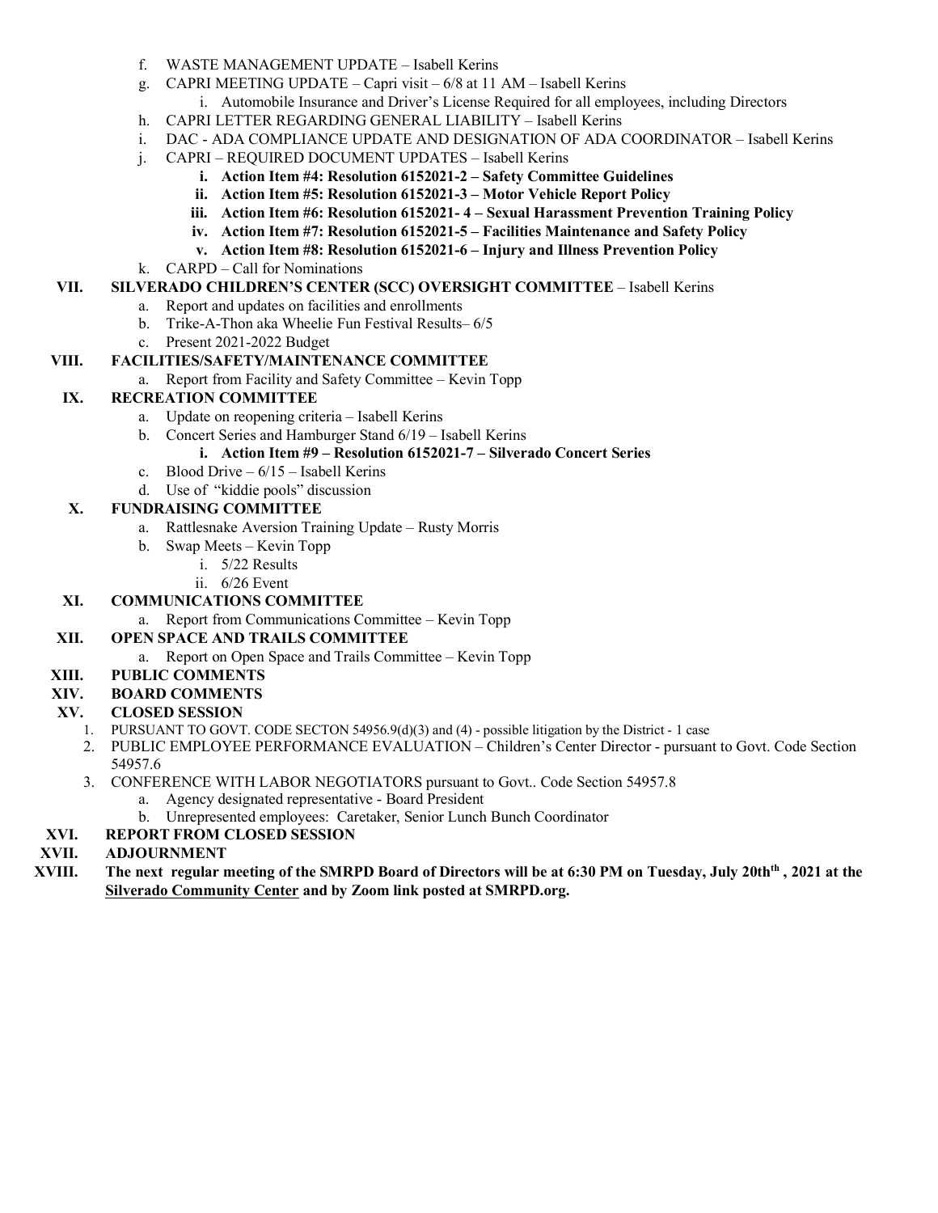f. WASTE MANAGEMENT UPDATE – Isabell Kerins

g. CAPRI MEETING UPDATE – Capri visit – 6/8 at 11 AM – Isabell Kerins

   i. Automobile Insurance and Driver's License Required for all employees, including Directors

h. CAPRI LETTER REGARDING GENERAL LIABILITY – Isabell Kerins

i. DAC - ADA COMPLIANCE UPDATE AND DESIGNATION OF ADA COORDINATOR – Isabell Kerins

j. CAPRI – REQUIRED DOCUMENT UPDATES – Isabell Kerins

   i. **Action Item #4: Resolution 6152021-2 – Safety Committee Guidelines**
   ii. **Action Item #5: Resolution 6152021-3 – Motor Vehicle Report Policy**
   iii. **Action Item #6: Resolution 6152021- 4 – Sexual Harassment Prevention Training Policy**
   iv. **Action Item #7: Resolution 6152021-5 – Facilities Maintenance and Safety Policy**
   v. **Action Item #8: Resolution 6152021-6 – Injury and Illness Prevention Policy**

k. CARPD – Call for Nominations

**VII. SILVERADO CHILDREN'S CENTER (SCC) OVERSIGHT COMMITTEE** – Isabell Kerins

a. Report and updates on facilities and enrollments

b. Trike-A-Thon aka Wheelie Fun Festival Results– 6/5

c. Present 2021-2022 Budget

**VIII. FACILITIES/SAFETY/MAINTENANCE COMMITTEE**

a. Report from Facility and Safety Committee – Kevin Topp

**IX. RECREATION COMMITTEE**

a. Update on reopening criteria – Isabell Kerins

b. Concert Series and Hamburger Stand 6/19 – Isabell Kerins

   i. **Action Item #9 – Resolution 6152021-7 – Silverado Concert Series**

c. Blood Drive – 6/15 – Isabell Kerins

d. Use of "kiddie pools" discussion

**X. FUNDRAISING COMMITTEE**

a. Rattlesnake Aversion Training Update – Rusty Morris

b. Swap Meets – Kevin Topp

   i. 5/22 Results
   ii. 6/26 Event

**XI. COMMUNICATIONS COMMITTEE**

a. Report from Communications Committee – Kevin Topp

**XII. OPEN SPACE AND TRAILS COMMITTEE**

a. Report on Open Space and Trails Committee – Kevin Topp

**XIII. PUBLIC COMMENTS**

**XIV. BOARD COMMENTS**

**XV. CLOSED SESSION**

1. PURSUANT TO GOVT. CODE SECTON 54956.9(d)(3) and (4) - possible litigation by the District - 1 case
2. PUBLIC EMPLOYEE PERFORMANCE EVALUATION – Children's Center Director - pursuant to Govt. Code Section 54957.6
3. CONFERENCE WITH LABOR NEGOTIATORS pursuant to Govt.. Code Section 54957.8
   a. Agency designated representative - Board President
   b. Unrepresented employees: Caretaker, Senior Lunch Bunch Coordinator

**XVI. REPORT FROM CLOSED SESSION**

**XVII. ADJOURNMENT**

**XVIII. The next regular meeting of the SMRPD Board of Directors will be at 6:30 PM on Tuesday, July 20th, 2021 at the Silverado Community Center and by Zoom link posted at SMRPD.org.**